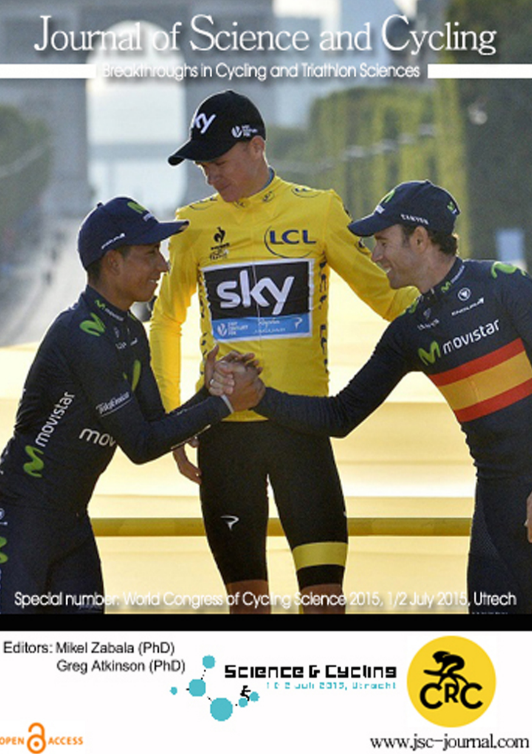# Journal of Science and Cycling

Breakthroughs in Cycling and Triathlon Sciences

Special number: World Congress of Cycling Science 2015, 1/2 July 2015, Utrech

Editors: Mikel Zabala (PhD)
Greg Atkinson (PhD)

Science & Cycling
1 & 2 juli 2015, Utrecht

CRC

OPEN ACCESS

www.jsc-journal.com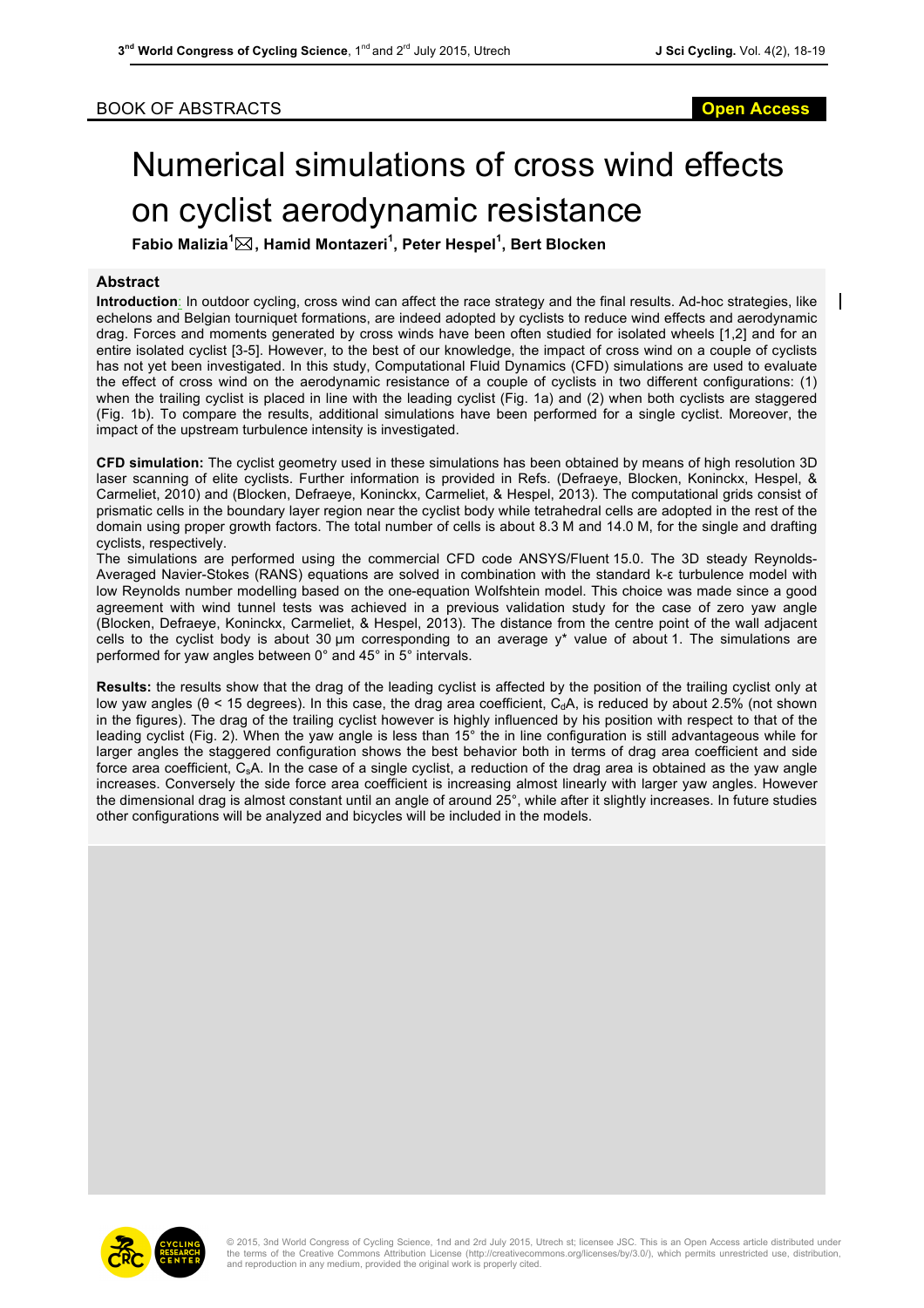BOOK OF ABSTRACTS

# Numerical simulations of cross wind effects on cyclist aerodynamic resistance

**Fabio Malizia[1]✉, Hamid Montazeri[1], Peter Hespel[1], Bert Blocken**

### Abstract

**Introduction**: In outdoor cycling, cross wind can affect the race strategy and the final results. Ad-hoc strategies, like echelons and Belgian tourniquet formations, are indeed adopted by cyclists to reduce wind effects and aerodynamic drag. Forces and moments generated by cross winds have been often studied for isolated wheels [1,2] and for an entire isolated cyclist [3-5]. However, to the best of our knowledge, the impact of cross wind on a couple of cyclists has not yet been investigated. In this study, Computational Fluid Dynamics (CFD) simulations are used to evaluate the effect of cross wind on the aerodynamic resistance of a couple of cyclists in two different configurations: (1) when the trailing cyclist is placed in line with the leading cyclist (Fig. 1a) and (2) when both cyclists are staggered (Fig. 1b). To compare the results, additional simulations have been performed for a single cyclist. Moreover, the impact of the upstream turbulence intensity is investigated.

**CFD simulation:** The cyclist geometry used in these simulations has been obtained by means of high resolution 3D laser scanning of elite cyclists. Further information is provided in Refs. (Defraeye, Blocken, Koninckx, Hespel, & Carmeliet, 2010) and (Blocken, Defraeye, Koninckx, Carmeliet, & Hespel, 2013). The computational grids consist of prismatic cells in the boundary layer region near the cyclist body while tetrahedral cells are adopted in the rest of the domain using proper growth factors. The total number of cells is about 8.3 M and 14.0 M, for the single and drafting cyclists, respectively.

The simulations are performed using the commercial CFD code ANSYS/Fluent 15.0. The 3D steady Reynolds-Averaged Navier-Stokes (RANS) equations are solved in combination with the standard k-ε turbulence model with low Reynolds number modelling based on the one-equation Wolfshtein model. This choice was made since a good agreement with wind tunnel tests was achieved in a previous validation study for the case of zero yaw angle (Blocken, Defraeye, Koninckx, Carmeliet, & Hespel, 2013). The distance from the centre point of the wall adjacent cells to the cyclist body is about 30 µm corresponding to an average $y^*$ value of about 1. The simulations are performed for yaw angles between 0° and 45° in 5° intervals.

**Results:** the results show that the drag of the leading cyclist is affected by the position of the trailing cyclist only at low yaw angles ($\theta < 15$ degrees). In this case, the drag area coefficient, $C_dA$, is reduced by about 2.5% (not shown in the figures). The drag of the trailing cyclist however is highly influenced by his position with respect to that of the leading cyclist (Fig. 2). When the yaw angle is less than 15° the in line configuration is still advantageous while for larger angles the staggered configuration shows the best behavior both in terms of drag area coefficient and side force area coefficient, $C_sA$. In the case of a single cyclist, a reduction of the drag area is obtained as the yaw angle increases. Conversely the side force area coefficient is increasing almost linearly with larger yaw angles. However the dimensional drag is almost constant until an angle of around 25°, while after it slightly increases. In future studies other configurations will be analyzed and bicycles will be included in the models.

© 2015, 3nd World Congress of Cycling Science, 1nd and 2rd July 2015, Utrech st; licensee JSC. This is an Open Access article distributed under the terms of the Creative Commons Attribution License (http://creativecommons.org/licenses/by/3.0/), which permits unrestricted use, distribution, and reproduction in any medium, provided the original work is properly cited.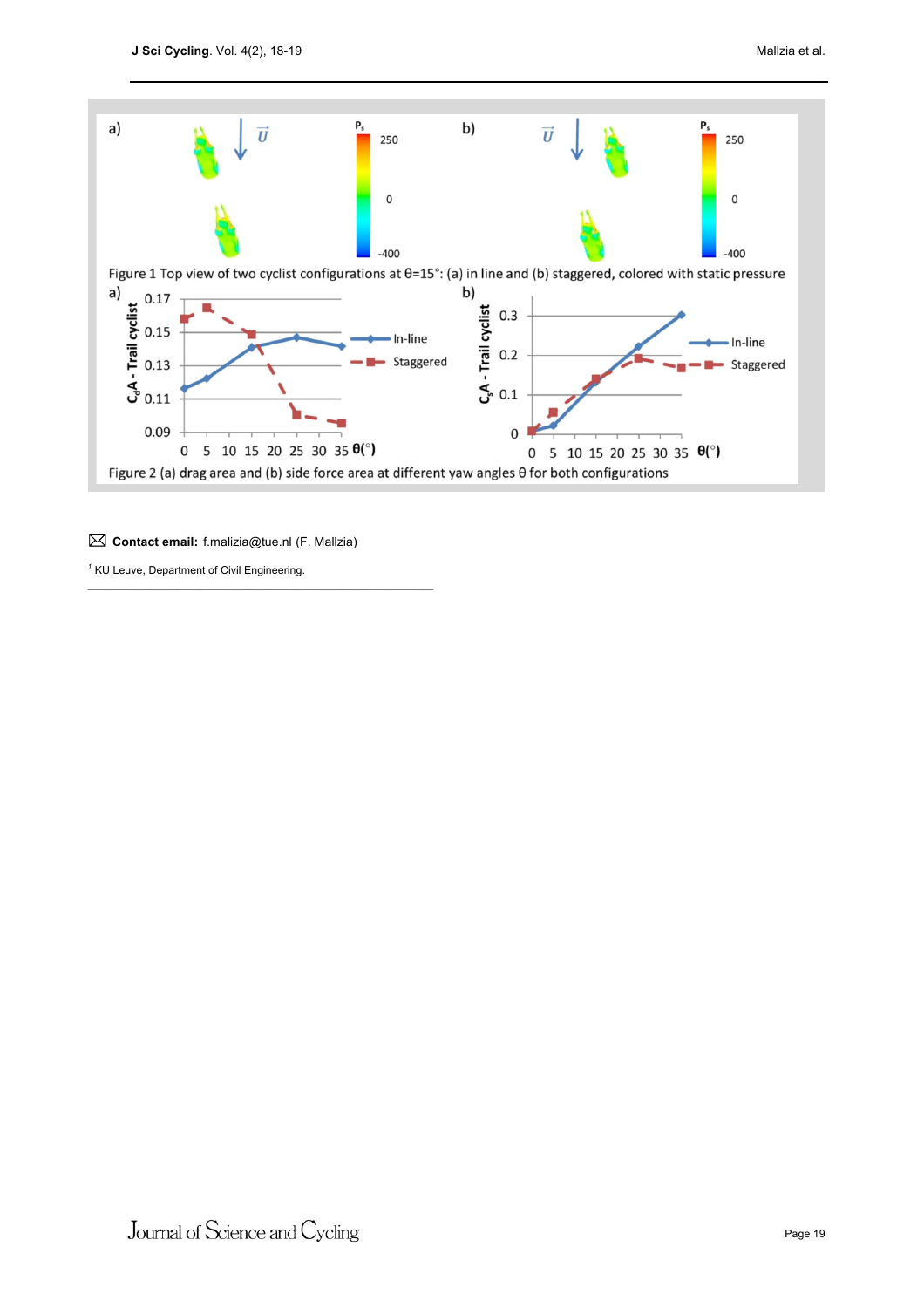a)

$\vec{U}$

$P_s$

250

0

-400

b)

$\vec{U}$

$P_s$

250

0

-400

Figure 1 Top view of two cyclist configurations at θ=15°: (a) in line and (b) staggered, colored with static pressure

a)

$C_dA$ - Trail cyclist

0.17

0.15

0.13

0.11

0.09

0 5 10 15 20 25 30 35 θ(°)

In-line

Staggered

b)

$C_sA$ - Trail cyclist

0.3

0.2

0.1

0

0 5 10 15 20 25 30 35 θ(°)

In-line

Staggered

Figure 2 (a) drag area and (b) side force area at different yaw angles θ for both configurations

✉ **Contact email:** f.malizia@tue.nl (F. Mallzia)

[1] KU Leuve, Department of Civil Engineering.